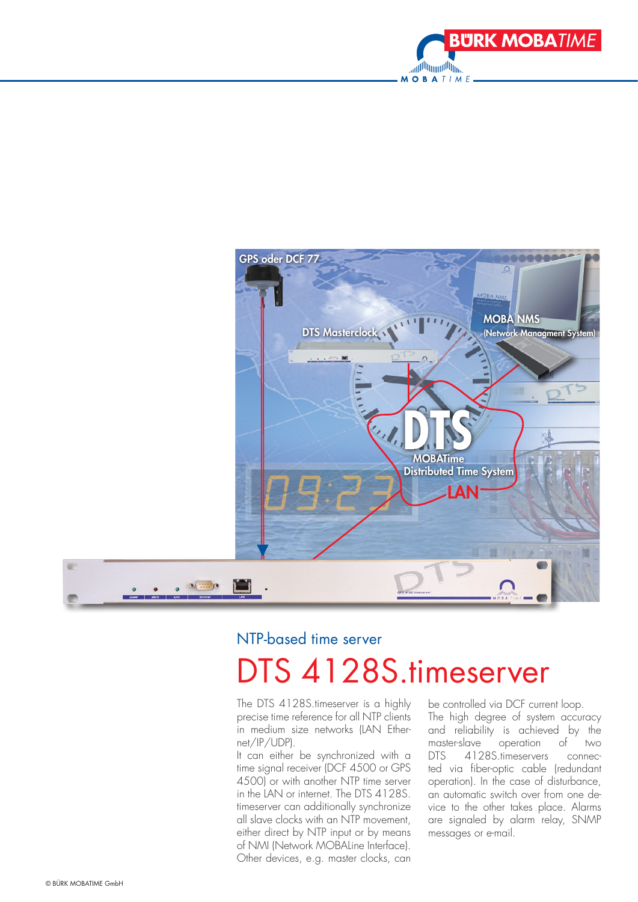## NTP-based time server

# DTS 4128S.timeserver

The DTS 4128S.timeserver is a highly precise time reference for all NTP clients in medium size networks (LAN Ethernet/IP/UDP).

It can either be synchronized with a time signal receiver (DCF 4500 or GPS 4500) or with another NTP time server in the LAN or internet. The DTS 4128S. timeserver can additionally synchronize all slave clocks with an NTP movement, either direct by NTP input or by means of NMI (Network MOBALine Interface). Other devices, e.g. master clocks, can be controlled via DCF current loop.

The high degree of system accuracy and reliability is achieved by the master-slave operation of two DTS 4128S.timeservers connected via fiber-optic cable (redundant operation). In the case of disturbance, an automatic switch over from one device to the other takes place. Alarms are signaled by alarm relay, SNMP messages or e-mail.

© BÜRK MOBATIME GmbH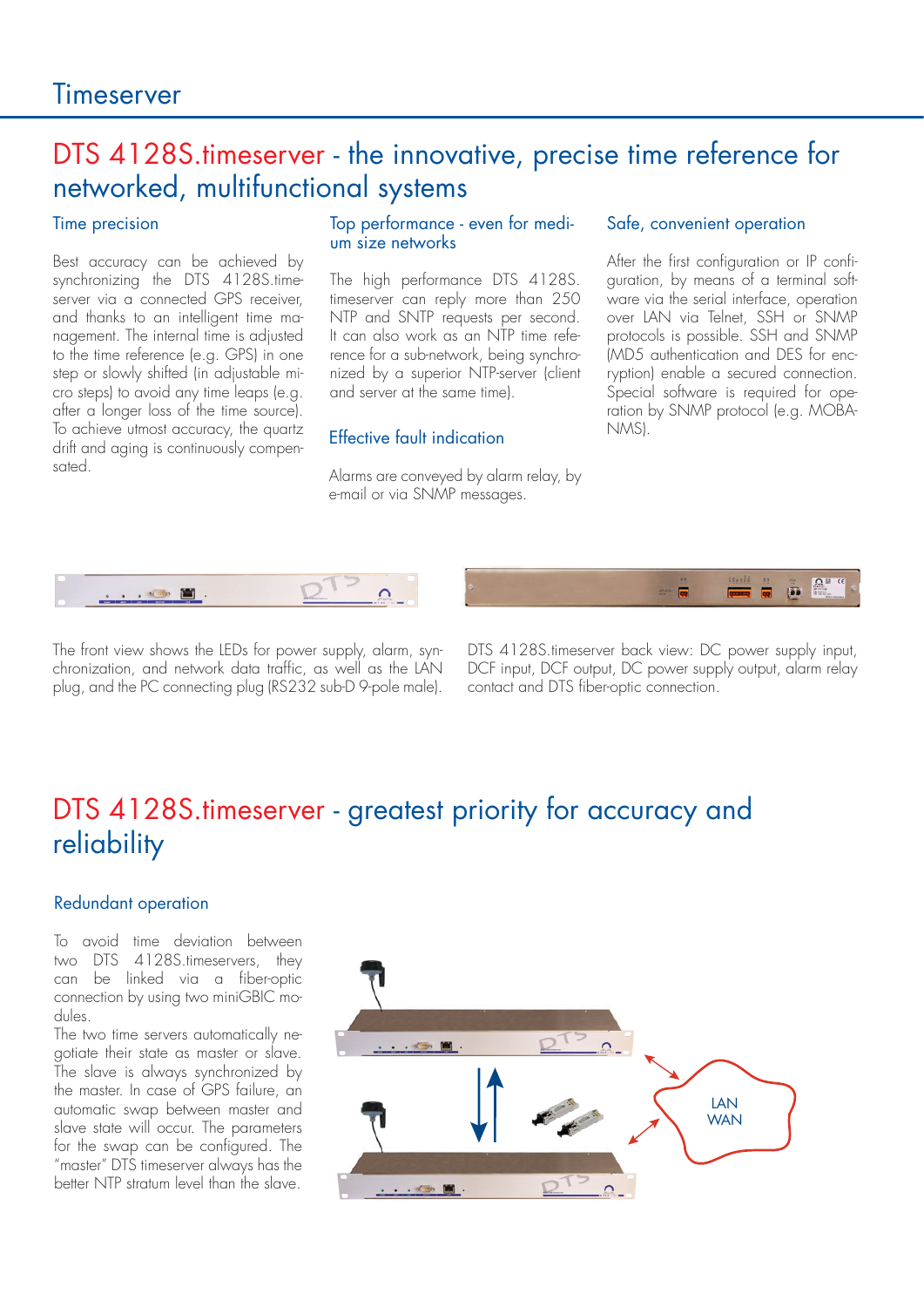# Timeserver

## DTS 4128S.timeserver - the innovative, precise time reference for networked, multifunctional systems

### Time precision

Best accuracy can be achieved by synchronizing the DTS 4128S.timeserver via a connected GPS receiver, and thanks to an intelligent time management. The internal time is adjusted to the time reference (e.g. GPS) in one step or slowly shifted (in adjustable micro steps) to avoid any time leaps (e.g. after a longer loss of the time source). To achieve utmost accuracy, the quartz drift and aging is continuously compensated.

### Top performance - even for medium size networks

The high performance DTS 4128S. timeserver can reply more than 250 NTP and SNTP requests per second. It can also work as an NTP time reference for a sub-network, being synchronized by a superior NTP-server (client and server at the same time).

### Effective fault indication

Alarms are conveyed by alarm relay, by e-mail or via SNMP messages.

### Safe, convenient operation

After the first configuration or IP configuration, by means of a terminal software via the serial interface, operation over LAN via Telnet, SSH or SNMP protocols is possible. SSH and SNMP (MD5 authentication and DES for encryption) enable a secured connection. Special software is required for operation by SNMP protocol (e.g. MOBA-NMS).

The front view shows the LEDs for power supply, alarm, synchronization, and network data traffic, as well as the LAN plug, and the PC connecting plug (RS232 sub-D 9-pole male).

DTS 4128S.timeserver back view: DC power supply input, DCF input, DCF output, DC power supply output, alarm relay contact and DTS fiber-optic connection.

## DTS 4128S.timeserver - greatest priority for accuracy and reliability

### Redundant operation

To avoid time deviation between two DTS 4128S.timeservers, they can be linked via a fiber-optic connection by using two miniGBIC modules.

The two time servers automatically negotiate their state as master or slave. The slave is always synchronized by the master. In case of GPS failure, an automatic swap between master and slave state will occur. The parameters for the swap can be configured. The "master" DTS timeserver always has the better NTP stratum level than the slave.

LAN
WAN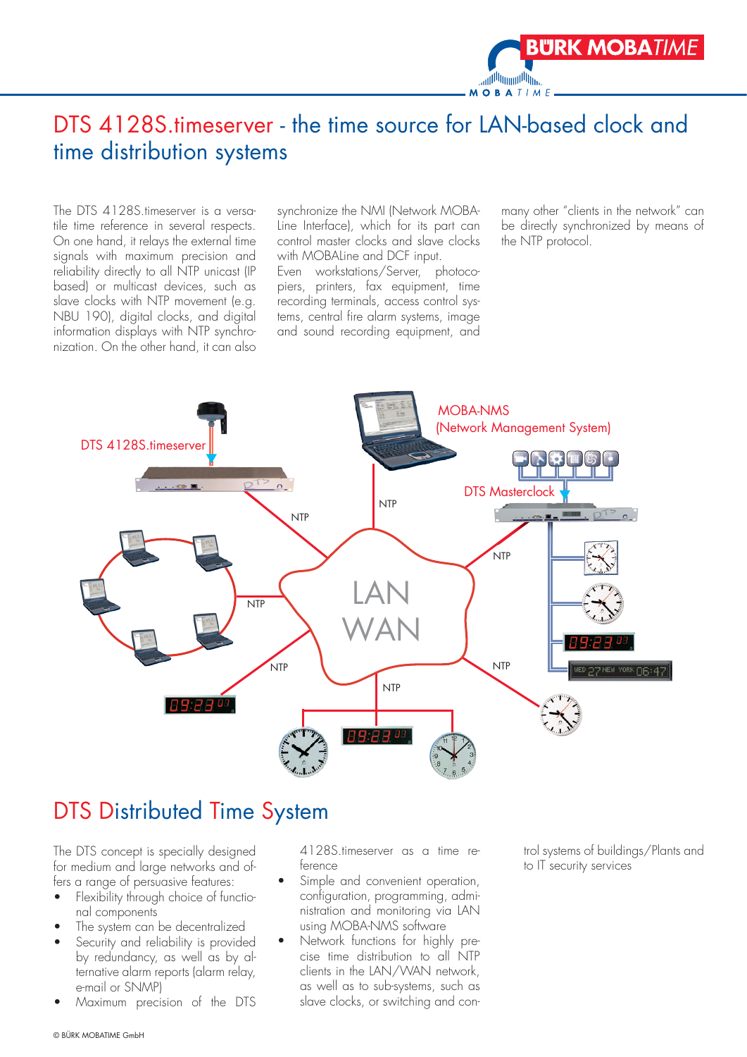# DTS 4128S.timeserver - the time source for LAN-based clock and time distribution systems

The DTS 4128S.timeserver is a versatile time reference in several respects. On one hand, it relays the external time signals with maximum precision and reliability directly to all NTP unicast (IP based) or multicast devices, such as slave clocks with NTP movement (e.g. NBU 190), digital clocks, and digital information displays with NTP synchronization. On the other hand, it can also synchronize the NMI (Network MOBALine Interface), which for its part can control master clocks and slave clocks with MOBALine and DCF input.

Even workstations/Server, photocopiers, printers, fax equipment, time recording terminals, access control systems, central fire alarm systems, image and sound recording equipment, and many other "clients in the network" can be directly synchronized by means of the NTP protocol.

## DTS Distributed Time System

The DTS concept is specially designed for medium and large networks and offers a range of persuasive features:

- Flexibility through choice of functional components
- The system can be decentralized
- Security and reliability is provided by redundancy, as well as by alternative alarm reports (alarm relay, e-mail or SNMP)
- Maximum precision of the DTS 4128S.timeserver as a time reference
- Simple and convenient operation, configuration, programming, administration and monitoring via LAN using MOBA-NMS software
- Network functions for highly precise time distribution to all NTP clients in the LAN/WAN network, as well as to sub-systems, such as slave clocks, or switching and control systems of buildings/Plants and to IT security services

© BÜRK MOBATIME GmbH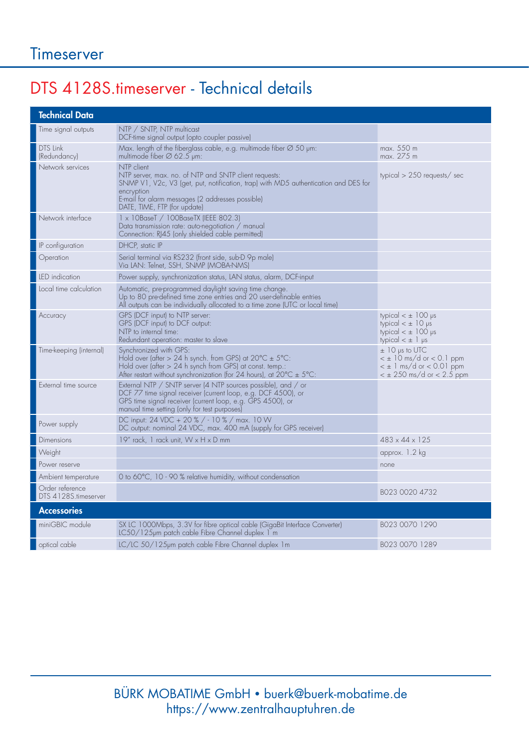# Timeserver

## DTS 4128S.timeserver - Technical details

| Technical Data | | |
|---|---|---|
| Time signal outputs | NTP / SNTP, NTP multicast<br>DCF-time signal output (opto coupler passive) | |
| DTS Link (Redundancy) | Max. length of the fiberglass cable, e.g. multimode fiber Ø 50 µm:<br>multimode fiber Ø 62.5 µm: | max. 550 m<br>max. 275 m |
| Network services | NTP client<br>NTP server, max. no. of NTP and SNTP client requests:<br>SNMP V1, V2c, V3 (get, put, notification, trap) with MD5 authentication and DES for encryption<br>E-mail for alarm messages (2 addresses possible)<br>DATE, TIME, FTP (for update) | typical > 250 requests/ sec |
| Network interface | 1 x 10BaseT / 100BaseTX (IEEE 802.3)<br>Data transmission rate: auto-negotiation / manual<br>Connection: RJ45 (only shielded cable permitted) | |
| IP configuration | DHCP, static IP | |
| Operation | Serial terminal via RS232 (front side, sub-D 9p male)<br>Via LAN: Telnet, SSH, SNMP (MOBA-NMS) | |
| LED indication | Power supply, synchronization status, LAN status, alarm, DCF-input | |
| Local time calculation | Automatic, pre-programmed daylight saving time change.<br>Up to 80 pre-defined time zone entries and 20 user-definable entries<br>All outputs can be individually allocated to a time zone (UTC or local time) | |
| Accuracy | GPS (DCF input) to NTP server:<br>GPS (DCF input) to DCF output:<br>NTP to internal time:<br>Redundant operation: master to slave | typical < ± 100 µs<br>typical < ± 10 µs<br>typical < ± 100 µs<br>typical < ± 1 µs |
| Time-keeping (internal) | Synchronized with GPS:<br>Hold over (after > 24 h synch. from GPS) at 20°C ± 5°C:<br>Hold over (after > 24 h synch from GPS) at const. temp.:<br>After restart without synchronization (for 24 hours), at 20°C ± 5°C: | ± 10 µs to UTC<br>< ± 10 ms/d or < 0.1 ppm<br>< ± 1 ms/d or < 0.01 ppm<br>< ± 250 ms/d or < 2.5 ppm |
| External time source | External NTP / SNTP server (4 NTP sources possible), and / or<br>DCF 77 time signal receiver (current loop, e.g. DCF 4500), or<br>GPS time signal receiver (current loop, e.g. GPS 4500), or<br>manual time setting (only for test purposes) | |
| Power supply | DC input: 24 VDC + 20 % / - 10 % / max. 10 W<br>DC output: nominal 24 VDC, max. 400 mA (supply for GPS receiver) | |
| Dimensions | 19" rack, 1 rack unit, W x H x D mm | 483 x 44 x 125 |
| Weight | | approx. 1.2 kg |
| Power reserve | | none |
| Ambient temperature | 0 to 60°C, 10 - 90 % relative humidity, without condensation | |
| Order reference DTS 4128S.timeserver | | B023 0020 4732 |
| **Accessories** | | |
| miniGBIC module | SX LC 1000Mbps, 3.3V for fibre optical cable (GigaBit Interface Converter)<br>LC50/125µm patch cable Fibre Channel duplex 1 m | B023 0070 1290 |
| optical cable | LC/LC 50/125µm patch cable Fibre Channel duplex 1m | B023 0070 1289 |

BÜRK MOBATIME GmbH • buerk@buerk-mobatime.de
https://www.zentralhauptuhren.de